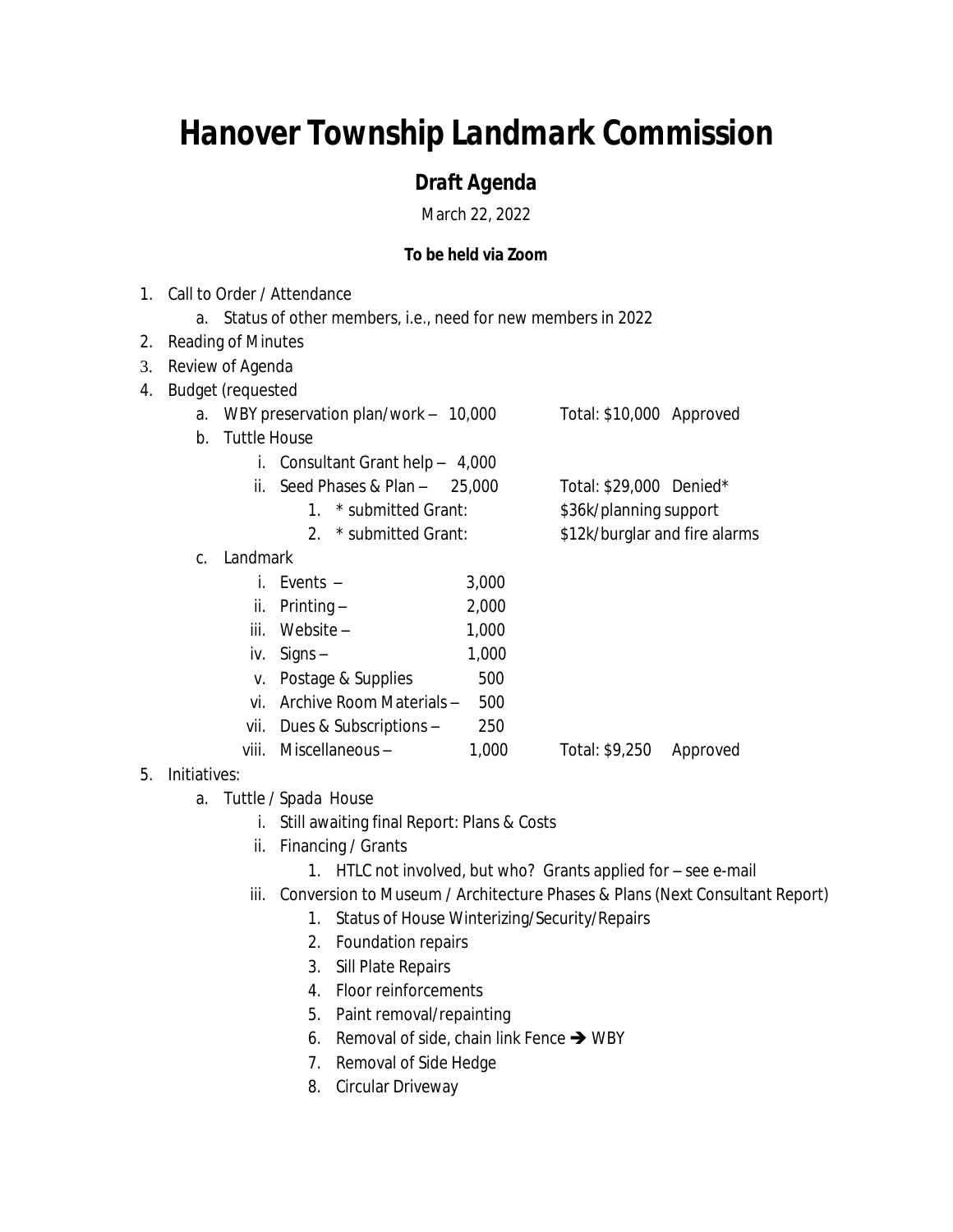# Hanover Township Landmark Commission

## Draft Agenda

March 22, 2022

**To be held via Zoom**

1. Call to Order / Attendance
    a. Status of other members, i.e., need for new members in 2022
2. Reading of Minutes
3. Review of Agenda
4. Budget (requested
    a. WBY preservation plan/work – 10,000 Total: $10,000 Approved
    b. Tuttle House
        i. Consultant Grant help – 4,000
        ii. Seed Phases & Plan – 25,000 Total: $29,000 Denied*
            1. * submitted Grant: $36k/planning support
            2. * submitted Grant: $12k/burglar and fire alarms
    c. Landmark
        i. Events – 3,000
        ii. Printing – 2,000
        iii. Website – 1,000
        iv. Signs – 1,000
        v. Postage & Supplies 500
        vi. Archive Room Materials – 500
        vii. Dues & Subscriptions – 250
        viii. Miscellaneous – 1,000 Total: $9,250 Approved
5. Initiatives:
    a. Tuttle / Spada House
        i. Still awaiting final Report: Plans & Costs
        ii. Financing / Grants
            1. HTLC not involved, but who? Grants applied for – see e-mail
        iii. Conversion to Museum / Architecture Phases & Plans (Next Consultant Report)
            1. Status of House Winterizing/Security/Repairs
            2. Foundation repairs
            3. Sill Plate Repairs
            4. Floor reinforcements
            5. Paint removal/repainting
            6. Removal of side, chain link Fence ➔ WBY
            7. Removal of Side Hedge
            8. Circular Driveway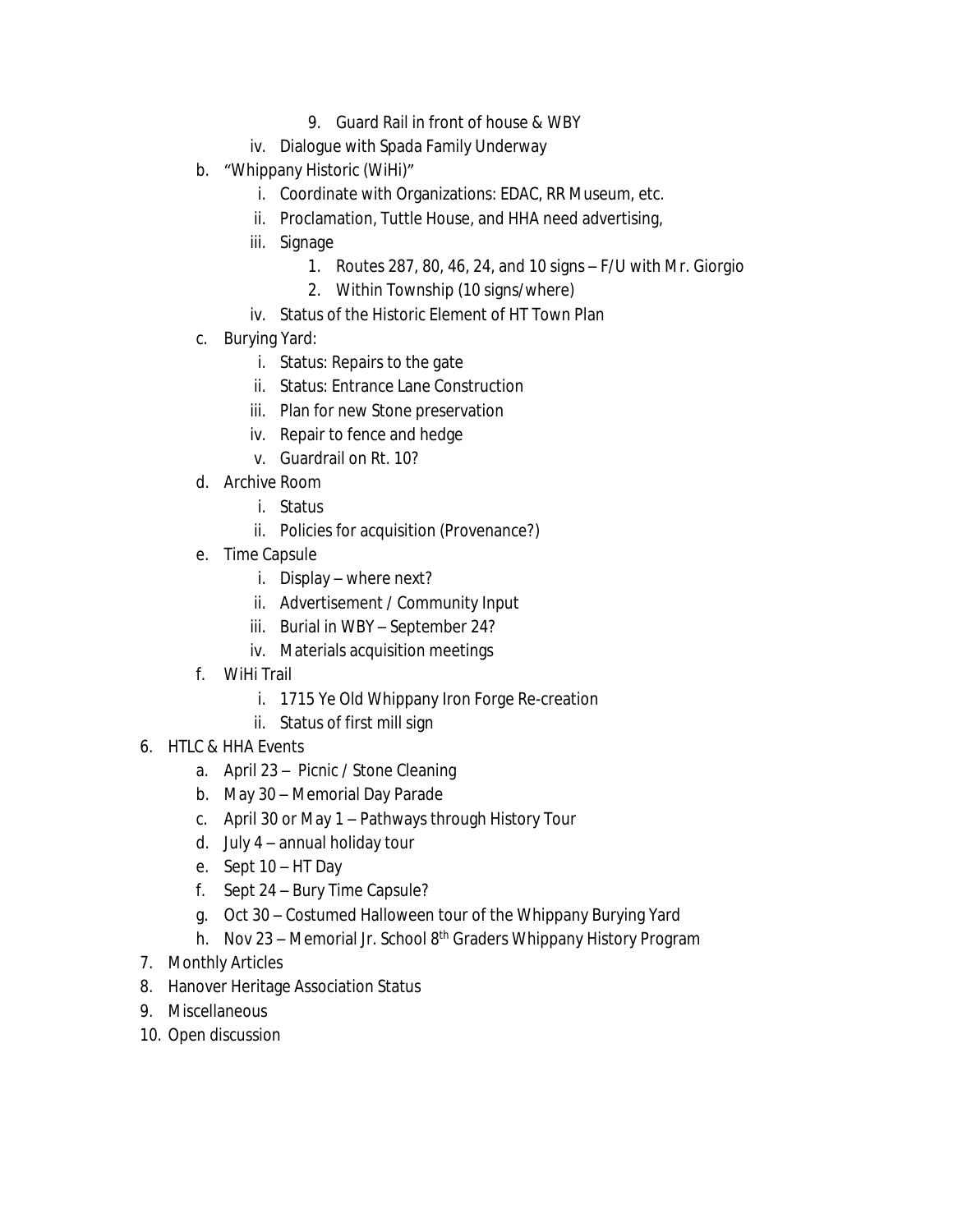9. Guard Rail in front of house & WBY
        iv. Dialogue with Spada Family Underway
    b. "Whippany Historic (WiHi)"
        i. Coordinate with Organizations: EDAC, RR Museum, etc.
        ii. Proclamation, Tuttle House, and HHA need advertising,
        iii. Signage
            1. Routes 287, 80, 46, 24, and 10 signs – F/U with Mr. Giorgio
            2. Within Township (10 signs/where)
        iv. Status of the Historic Element of HT Town Plan
    c. Burying Yard:
        i. Status: Repairs to the gate
        ii. Status: Entrance Lane Construction
        iii. Plan for new Stone preservation
        iv. Repair to fence and hedge
        v. Guardrail on Rt. 10?
    d. Archive Room
        i. Status
        ii. Policies for acquisition (Provenance?)
    e. Time Capsule
        i. Display – where next?
        ii. Advertisement / Community Input
        iii. Burial in WBY – September 24?
        iv. Materials acquisition meetings
    f. WiHi Trail
        i. 1715 Ye Old Whippany Iron Forge Re-creation
        ii. Status of first mill sign
6. HTLC & HHA Events
    a. April 23 – Picnic / Stone Cleaning
    b. May 30 – Memorial Day Parade
    c. April 30 or May 1 – Pathways through History Tour
    d. July 4 – annual holiday tour
    e. Sept 10 – HT Day
    f. Sept 24 – Bury Time Capsule?
    g. Oct 30 – Costumed Halloween tour of the Whippany Burying Yard
    h. Nov 23 – Memorial Jr. School 8th Graders Whippany History Program
7. Monthly Articles
8. Hanover Heritage Association Status
9. Miscellaneous
10. Open discussion